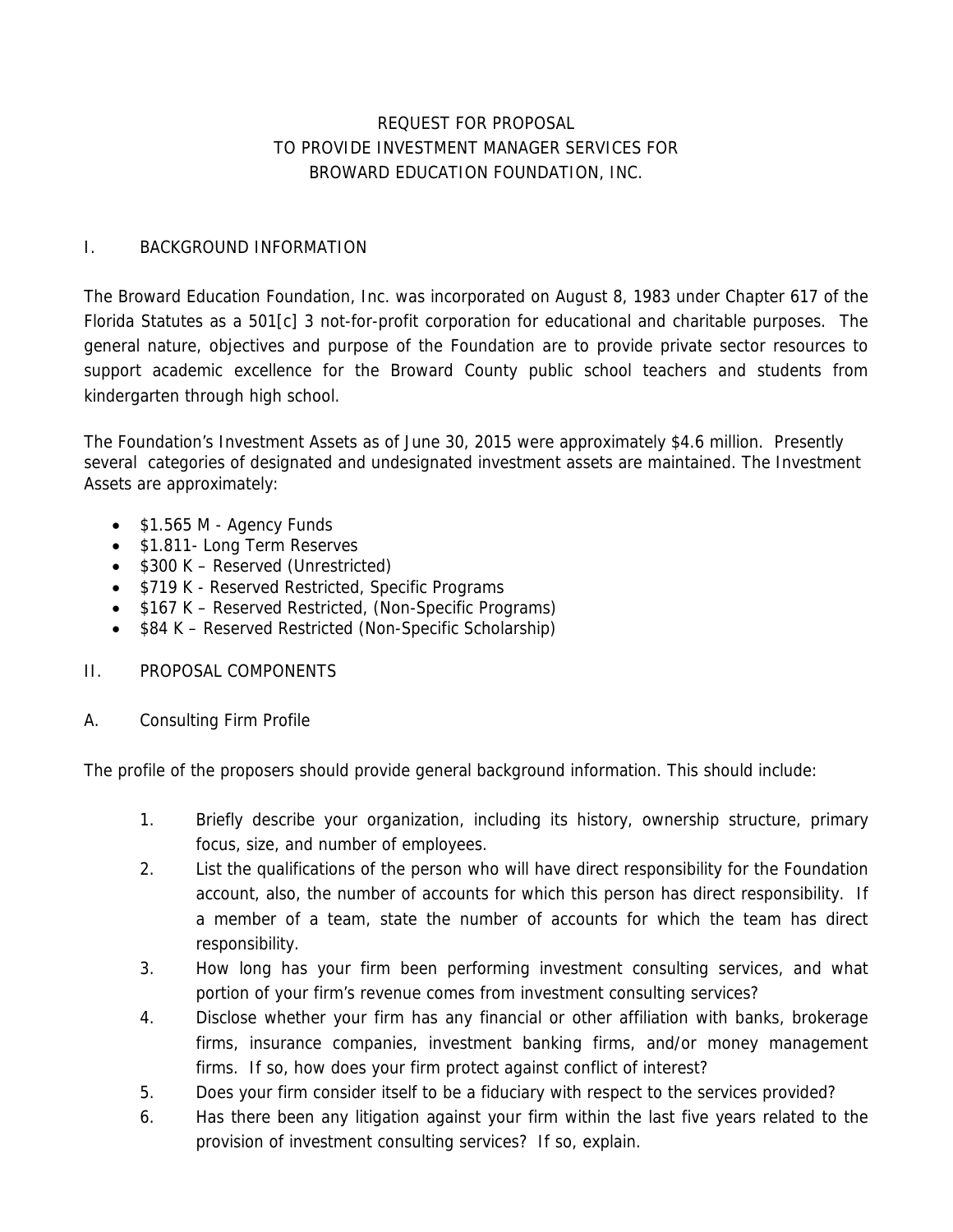# REQUEST FOR PROPOSAL
# TO PROVIDE INVESTMENT MANAGER SERVICES FOR
# BROWARD EDUCATION FOUNDATION, INC.

## I. BACKGROUND INFORMATION

The Broward Education Foundation, Inc. was incorporated on August 8, 1983 under Chapter 617 of the Florida Statutes as a 501[c] 3 not-for-profit corporation for educational and charitable purposes. The general nature, objectives and purpose of the Foundation are to provide private sector resources to support academic excellence for the Broward County public school teachers and students from kindergarten through high school.

The Foundation's Investment Assets as of June 30, 2015 were approximately $4.6 million. Presently several categories of designated and undesignated investment assets are maintained. The Investment Assets are approximately:

- $1.565 M - Agency Funds
- $1.811- Long Term Reserves
- $300 K – Reserved (Unrestricted)
- $719 K - Reserved Restricted, Specific Programs
- $167 K – Reserved Restricted, (Non-Specific Programs)
- $84 K – Reserved Restricted (Non-Specific Scholarship)

## II. PROPOSAL COMPONENTS

### A. Consulting Firm Profile

The profile of the proposers should provide general background information. This should include:

1. Briefly describe your organization, including its history, ownership structure, primary focus, size, and number of employees.
2. List the qualifications of the person who will have direct responsibility for the Foundation account, also, the number of accounts for which this person has direct responsibility. If a member of a team, state the number of accounts for which the team has direct responsibility.
3. How long has your firm been performing investment consulting services, and what portion of your firm's revenue comes from investment consulting services?
4. Disclose whether your firm has any financial or other affiliation with banks, brokerage firms, insurance companies, investment banking firms, and/or money management firms. If so, how does your firm protect against conflict of interest?
5. Does your firm consider itself to be a fiduciary with respect to the services provided?
6. Has there been any litigation against your firm within the last five years related to the provision of investment consulting services? If so, explain.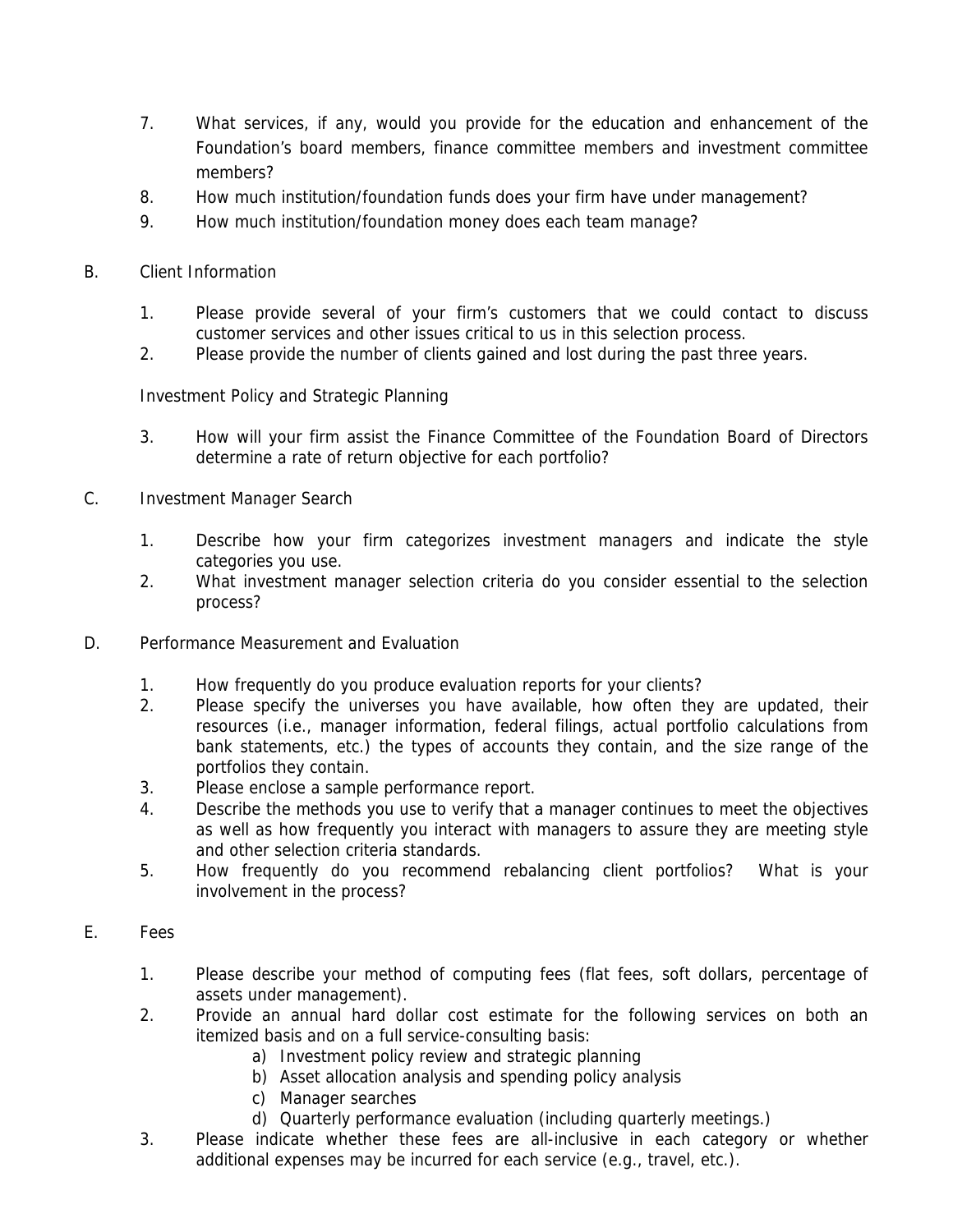7. What services, if any, would you provide for the education and enhancement of the Foundation's board members, finance committee members and investment committee members?
8. How much institution/foundation funds does your firm have under management?
9. How much institution/foundation money does each team manage?

B. Client Information

1. Please provide several of your firm's customers that we could contact to discuss customer services and other issues critical to us in this selection process.
2. Please provide the number of clients gained and lost during the past three years.

Investment Policy and Strategic Planning

3. How will your firm assist the Finance Committee of the Foundation Board of Directors determine a rate of return objective for each portfolio?

C. Investment Manager Search

1. Describe how your firm categorizes investment managers and indicate the style categories you use.
2. What investment manager selection criteria do you consider essential to the selection process?

D. Performance Measurement and Evaluation

1. How frequently do you produce evaluation reports for your clients?
2. Please specify the universes you have available, how often they are updated, their resources (i.e., manager information, federal filings, actual portfolio calculations from bank statements, etc.) the types of accounts they contain, and the size range of the portfolios they contain.
3. Please enclose a sample performance report.
4. Describe the methods you use to verify that a manager continues to meet the objectives as well as how frequently you interact with managers to assure they are meeting style and other selection criteria standards.
5. How frequently do you recommend rebalancing client portfolios? What is your involvement in the process?

E. Fees

1. Please describe your method of computing fees (flat fees, soft dollars, percentage of assets under management).
2. Provide an annual hard dollar cost estimate for the following services on both an itemized basis and on a full service-consulting basis:
   a) Investment policy review and strategic planning
   b) Asset allocation analysis and spending policy analysis
   c) Manager searches
   d) Quarterly performance evaluation (including quarterly meetings.)
3. Please indicate whether these fees are all-inclusive in each category or whether additional expenses may be incurred for each service (e.g., travel, etc.).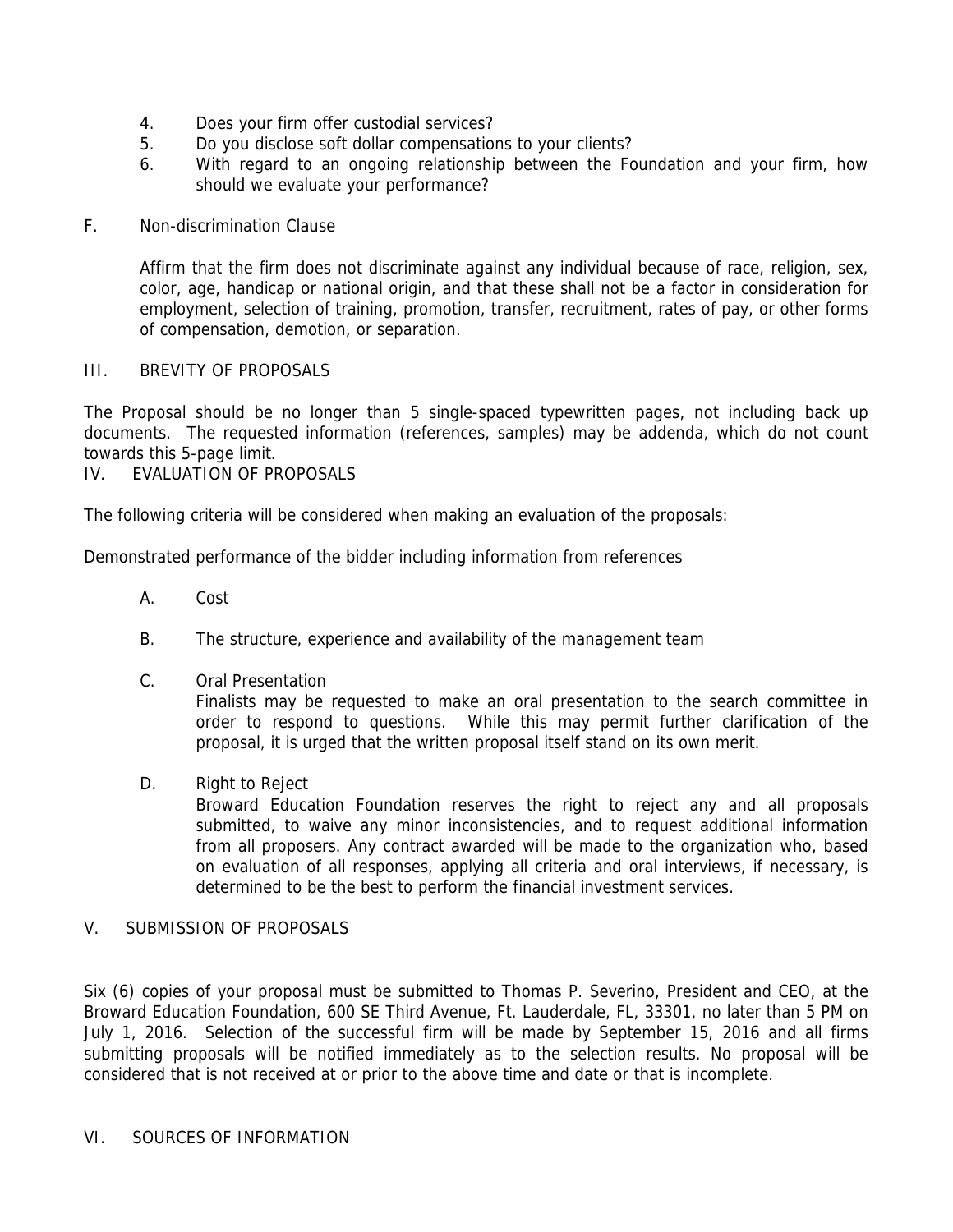4. Does your firm offer custodial services?
5. Do you disclose soft dollar compensations to your clients?
6. With regard to an ongoing relationship between the Foundation and your firm, how should we evaluate your performance?

F. Non-discrimination Clause

Affirm that the firm does not discriminate against any individual because of race, religion, sex, color, age, handicap or national origin, and that these shall not be a factor in consideration for employment, selection of training, promotion, transfer, recruitment, rates of pay, or other forms of compensation, demotion, or separation.

## III. BREVITY OF PROPOSALS

The Proposal should be no longer than 5 single-spaced typewritten pages, not including back up documents. The requested information (references, samples) may be addenda, which do not count towards this 5-page limit.

## IV. EVALUATION OF PROPOSALS

The following criteria will be considered when making an evaluation of the proposals:

Demonstrated performance of the bidder including information from references

A. Cost

B. The structure, experience and availability of the management team

C. Oral Presentation
Finalists may be requested to make an oral presentation to the search committee in order to respond to questions. While this may permit further clarification of the proposal, it is urged that the written proposal itself stand on its own merit.

D. Right to Reject
Broward Education Foundation reserves the right to reject any and all proposals submitted, to waive any minor inconsistencies, and to request additional information from all proposers. Any contract awarded will be made to the organization who, based on evaluation of all responses, applying all criteria and oral interviews, if necessary, is determined to be the best to perform the financial investment services.

## V. SUBMISSION OF PROPOSALS

Six (6) copies of your proposal must be submitted to Thomas P. Severino, President and CEO, at the Broward Education Foundation, 600 SE Third Avenue, Ft. Lauderdale, FL, 33301, no later than 5 PM on July 1, 2016. Selection of the successful firm will be made by September 15, 2016 and all firms submitting proposals will be notified immediately as to the selection results. No proposal will be considered that is not received at or prior to the above time and date or that is incomplete.

## VI. SOURCES OF INFORMATION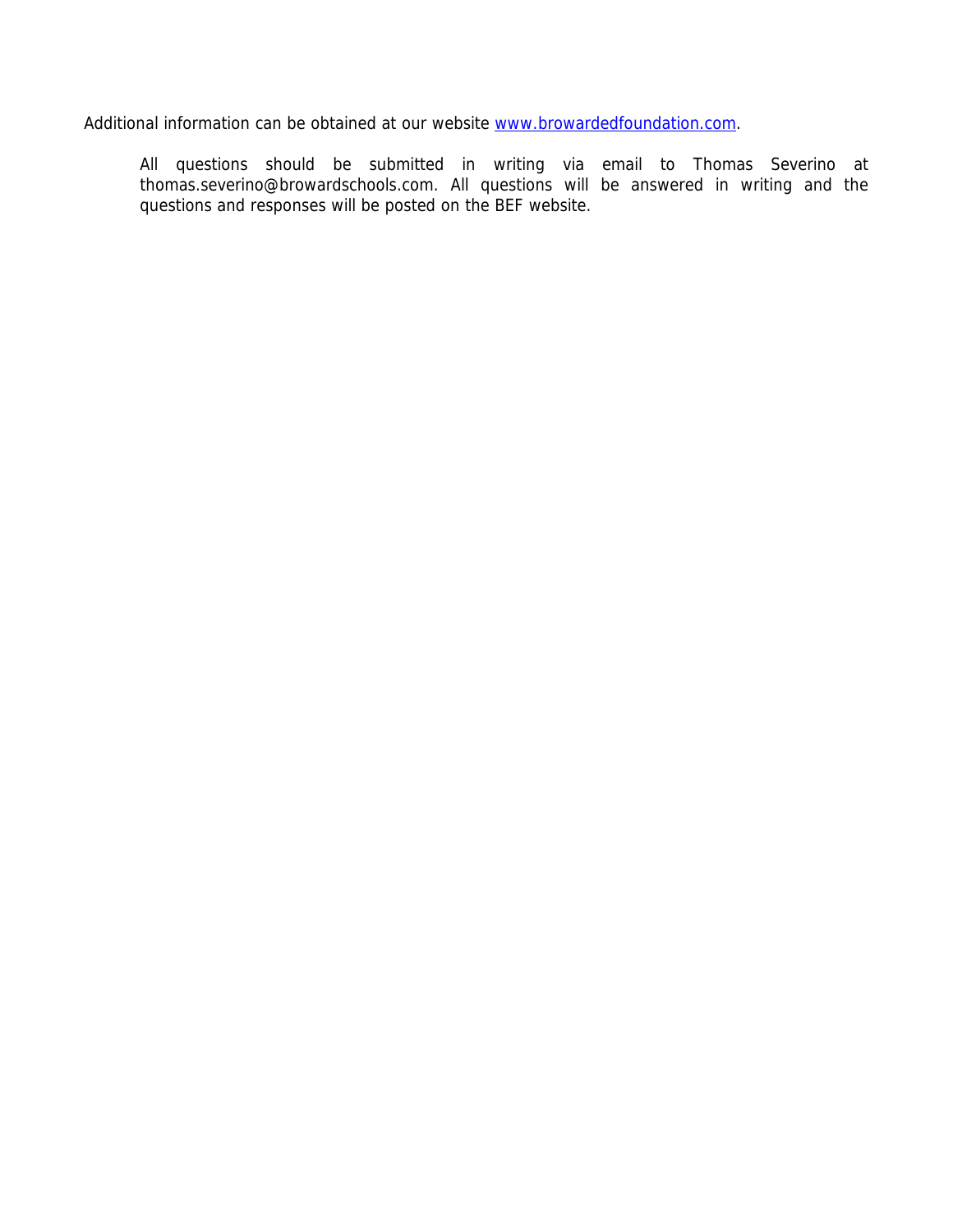Additional information can be obtained at our website [www.browardedfoundation.com](http://www.browardedfoundation.com).

> All questions should be submitted in writing via email to Thomas Severino at thomas.severino@browardschools.com. All questions will be answered in writing and the questions and responses will be posted on the BEF website.